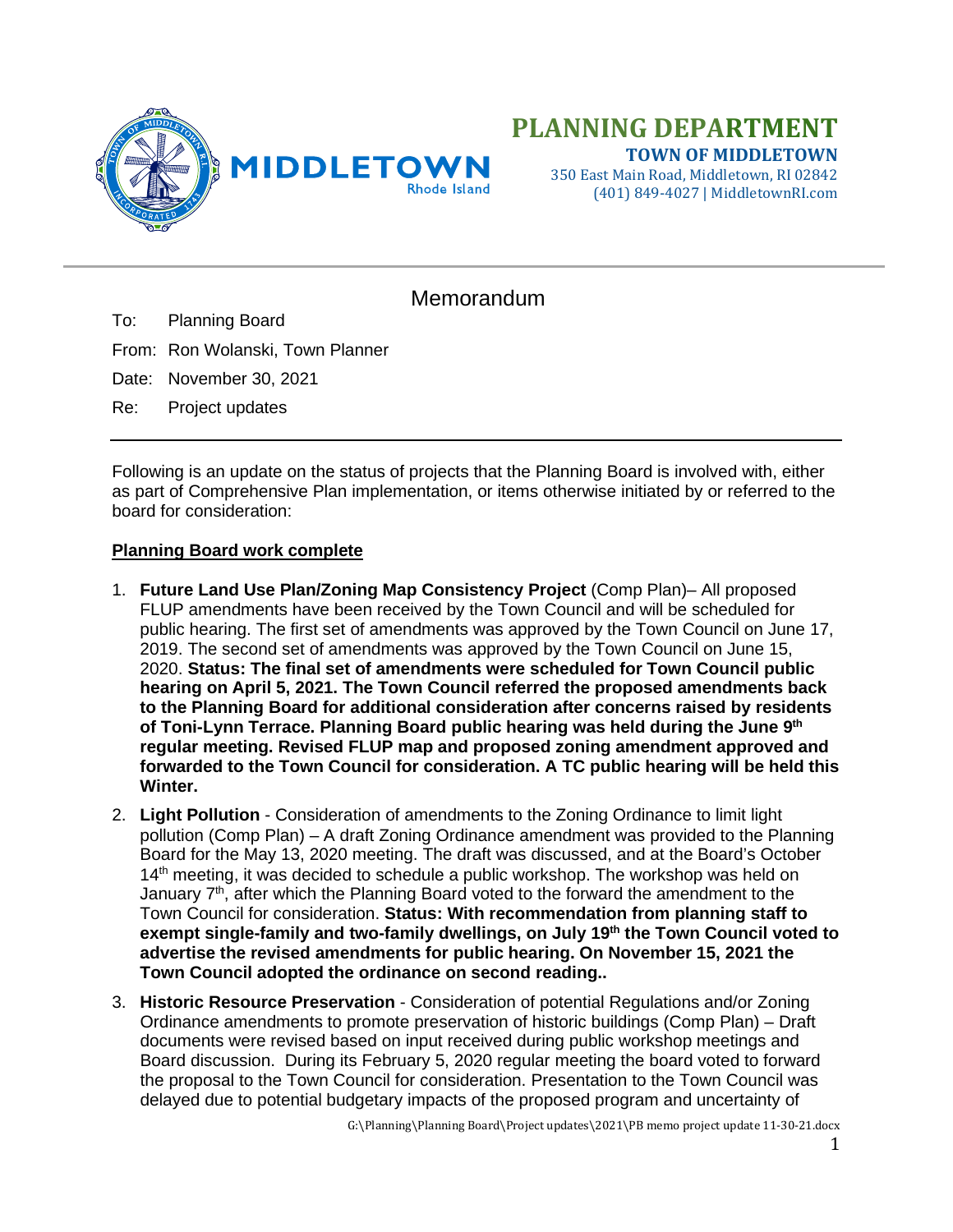# PLANNING DEPARTMENT

**TOWN OF MIDDLETOWN**

350 East Main Road, Middletown, RI 02842
(401) 849-4027 | MiddletownRI.com

## Memorandum

To: Planning Board

From: Ron Wolanski, Town Planner

Date: November 30, 2021

Re: Project updates

---

Following is an update on the status of projects that the Planning Board is involved with, either as part of Comprehensive Plan implementation, or items otherwise initiated by or referred to the board for consideration:

**Planning Board work complete**

1. **Future Land Use Plan/Zoning Map Consistency Project** (Comp Plan)– All proposed FLUP amendments have been received by the Town Council and will be scheduled for public hearing. The first set of amendments was approved by the Town Council on June 17, 2019. The second set of amendments was approved by the Town Council on June 15, 2020. **Status: The final set of amendments were scheduled for Town Council public hearing on April 5, 2021. The Town Council referred the proposed amendments back to the Planning Board for additional consideration after concerns raised by residents of Toni-Lynn Terrace. Planning Board public hearing was held during the June 9th regular meeting. Revised FLUP map and proposed zoning amendment approved and forwarded to the Town Council for consideration. A TC public hearing will be held this Winter.**
2. **Light Pollution** - Consideration of amendments to the Zoning Ordinance to limit light pollution (Comp Plan) – A draft Zoning Ordinance amendment was provided to the Planning Board for the May 13, 2020 meeting. The draft was discussed, and at the Board's October 14th meeting, it was decided to schedule a public workshop. The workshop was held on January 7th, after which the Planning Board voted to the forward the amendment to the Town Council for consideration. **Status: With recommendation from planning staff to exempt single-family and two-family dwellings, on July 19th the Town Council voted to advertise the revised amendments for public hearing. On November 15, 2021 the Town Council adopted the ordinance on second reading..**
3. **Historic Resource Preservation** - Consideration of potential Regulations and/or Zoning Ordinance amendments to promote preservation of historic buildings (Comp Plan) – Draft documents were revised based on input received during public workshop meetings and Board discussion. During its February 5, 2020 regular meeting the board voted to forward the proposal to the Town Council for consideration. Presentation to the Town Council was delayed due to potential budgetary impacts of the proposed program and uncertainty of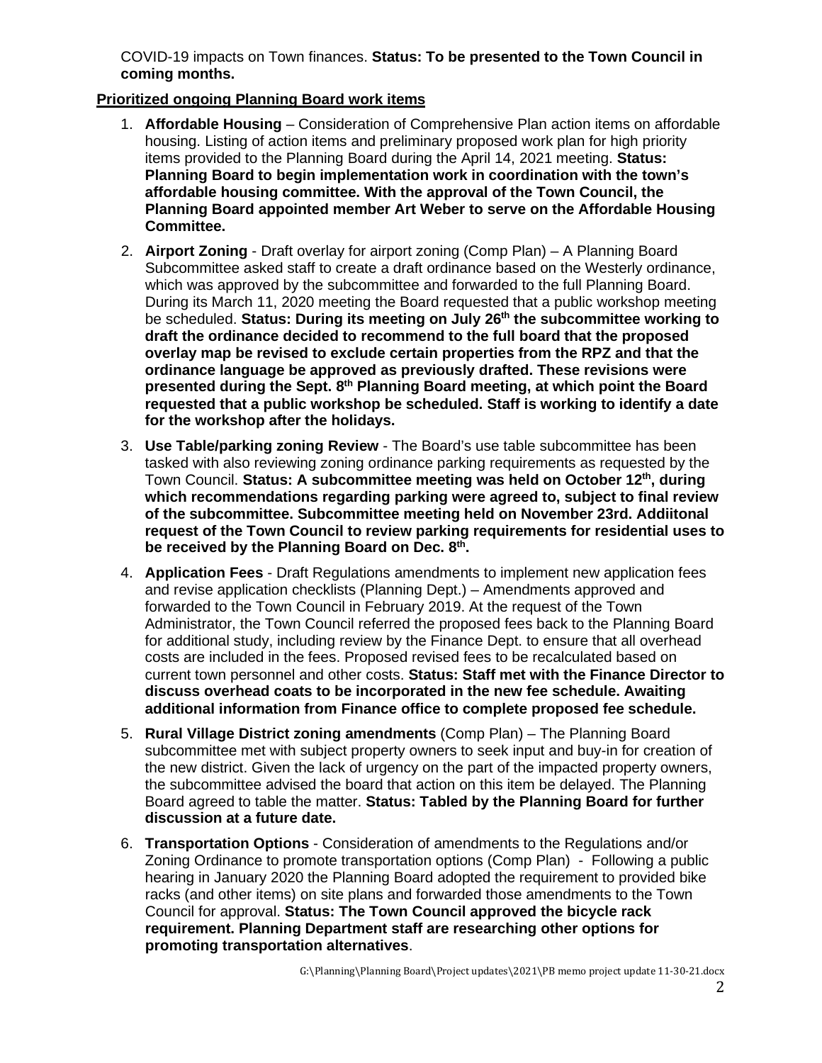COVID-19 impacts on Town finances. **Status: To be presented to the Town Council in coming months.**

**Prioritized ongoing Planning Board work items**

1. **Affordable Housing** – Consideration of Comprehensive Plan action items on affordable housing. Listing of action items and preliminary proposed work plan for high priority items provided to the Planning Board during the April 14, 2021 meeting. **Status: Planning Board to begin implementation work in coordination with the town's affordable housing committee. With the approval of the Town Council, the Planning Board appointed member Art Weber to serve on the Affordable Housing Committee.**

2. **Airport Zoning** - Draft overlay for airport zoning (Comp Plan) – A Planning Board Subcommittee asked staff to create a draft ordinance based on the Westerly ordinance, which was approved by the subcommittee and forwarded to the full Planning Board. During its March 11, 2020 meeting the Board requested that a public workshop meeting be scheduled. **Status: During its meeting on July 26th the subcommittee working to draft the ordinance decided to recommend to the full board that the proposed overlay map be revised to exclude certain properties from the RPZ and that the ordinance language be approved as previously drafted. These revisions were presented during the Sept. 8th Planning Board meeting, at which point the Board requested that a public workshop be scheduled. Staff is working to identify a date for the workshop after the holidays.**

3. **Use Table/parking zoning Review** - The Board's use table subcommittee has been tasked with also reviewing zoning ordinance parking requirements as requested by the Town Council. **Status: A subcommittee meeting was held on October 12th, during which recommendations regarding parking were agreed to, subject to final review of the subcommittee. Subcommittee meeting held on November 23rd. Addiitonal request of the Town Council to review parking requirements for residential uses to be received by the Planning Board on Dec. 8th.**

4. **Application Fees** - Draft Regulations amendments to implement new application fees and revise application checklists (Planning Dept.) – Amendments approved and forwarded to the Town Council in February 2019. At the request of the Town Administrator, the Town Council referred the proposed fees back to the Planning Board for additional study, including review by the Finance Dept. to ensure that all overhead costs are included in the fees. Proposed revised fees to be recalculated based on current town personnel and other costs. **Status: Staff met with the Finance Director to discuss overhead coats to be incorporated in the new fee schedule. Awaiting additional information from Finance office to complete proposed fee schedule.**

5. **Rural Village District zoning amendments** (Comp Plan) – The Planning Board subcommittee met with subject property owners to seek input and buy-in for creation of the new district. Given the lack of urgency on the part of the impacted property owners, the subcommittee advised the board that action on this item be delayed. The Planning Board agreed to table the matter. **Status: Tabled by the Planning Board for further discussion at a future date.**

6. **Transportation Options** - Consideration of amendments to the Regulations and/or Zoning Ordinance to promote transportation options (Comp Plan) - Following a public hearing in January 2020 the Planning Board adopted the requirement to provided bike racks (and other items) on site plans and forwarded those amendments to the Town Council for approval. **Status: The Town Council approved the bicycle rack requirement. Planning Department staff are researching other options for promoting transportation alternatives**.

G:\Planning\Planning Board\Project updates\2021\PB memo project update 11-30-21.docx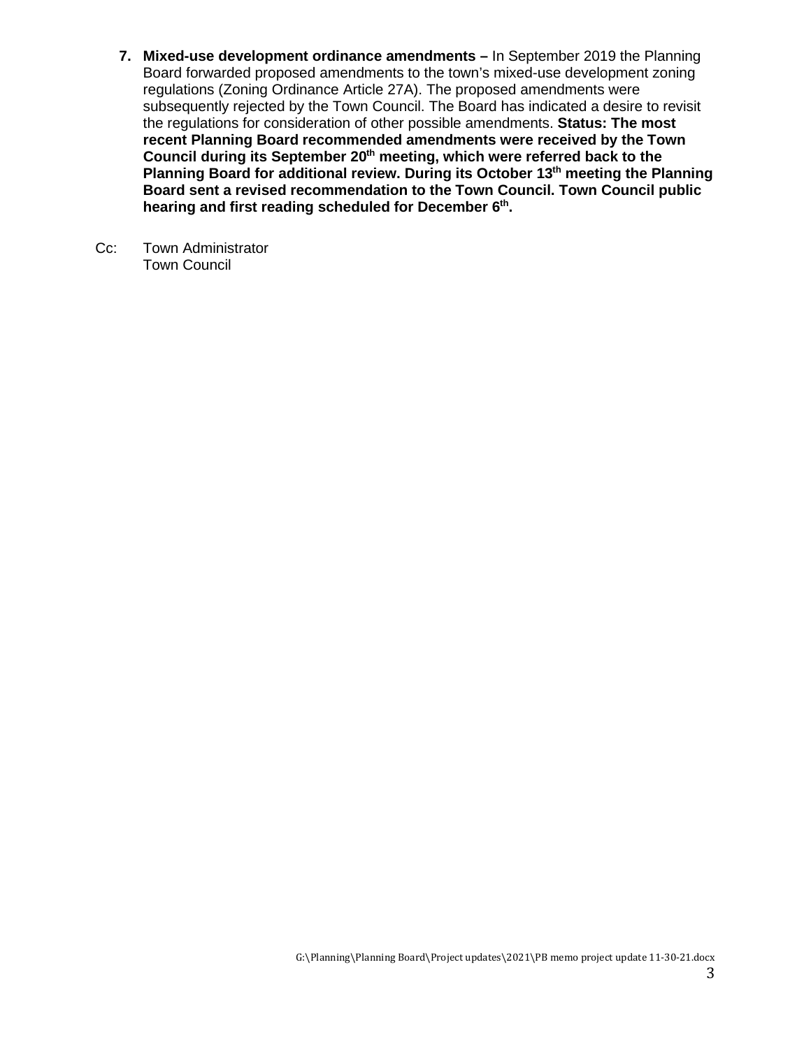7. **Mixed-use development ordinance amendments –** In September 2019 the Planning Board forwarded proposed amendments to the town's mixed-use development zoning regulations (Zoning Ordinance Article 27A). The proposed amendments were subsequently rejected by the Town Council. The Board has indicated a desire to revisit the regulations for consideration of other possible amendments. **Status: The most recent Planning Board recommended amendments were received by the Town Council during its September 20th meeting, which were referred back to the Planning Board for additional review. During its October 13th meeting the Planning Board sent a revised recommendation to the Town Council. Town Council public hearing and first reading scheduled for December 6th.**

Cc: Town Administrator
Town Council

G:\Planning\Planning Board\Project updates\2021\PB memo project update 11-30-21.docx